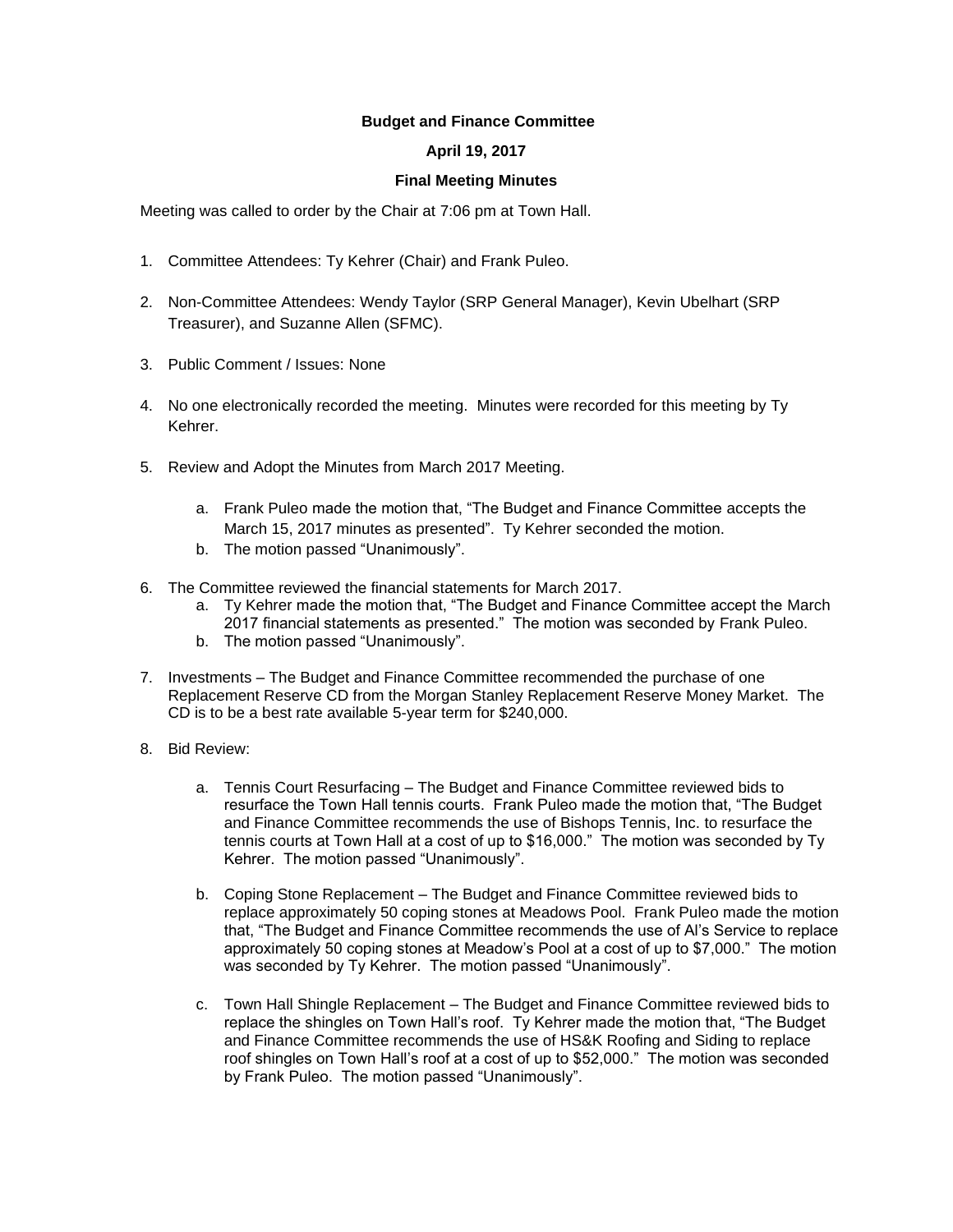**Budget and Finance Committee**

**April 19, 2017**

**Final Meeting Minutes**

Meeting was called to order by the Chair at 7:06 pm at Town Hall.

1. Committee Attendees: Ty Kehrer (Chair) and Frank Puleo.

2. Non-Committee Attendees: Wendy Taylor (SRP General Manager), Kevin Ubelhart (SRP Treasurer), and Suzanne Allen (SFMC).

3. Public Comment / Issues: None

4. No one electronically recorded the meeting. Minutes were recorded for this meeting by Ty Kehrer.

5. Review and Adopt the Minutes from March 2017 Meeting.

   a. Frank Puleo made the motion that, "The Budget and Finance Committee accepts the March 15, 2017 minutes as presented". Ty Kehrer seconded the motion.
   b. The motion passed "Unanimously".

6. The Committee reviewed the financial statements for March 2017.
   a. Ty Kehrer made the motion that, "The Budget and Finance Committee accept the March 2017 financial statements as presented." The motion was seconded by Frank Puleo.
   b. The motion passed "Unanimously".

7. Investments – The Budget and Finance Committee recommended the purchase of one Replacement Reserve CD from the Morgan Stanley Replacement Reserve Money Market. The CD is to be a best rate available 5-year term for $240,000.

8. Bid Review:

   a. Tennis Court Resurfacing – The Budget and Finance Committee reviewed bids to resurface the Town Hall tennis courts. Frank Puleo made the motion that, "The Budget and Finance Committee recommends the use of Bishops Tennis, Inc. to resurface the tennis courts at Town Hall at a cost of up to $16,000." The motion was seconded by Ty Kehrer. The motion passed "Unanimously".

   b. Coping Stone Replacement – The Budget and Finance Committee reviewed bids to replace approximately 50 coping stones at Meadows Pool. Frank Puleo made the motion that, "The Budget and Finance Committee recommends the use of Al's Service to replace approximately 50 coping stones at Meadow's Pool at a cost of up to $7,000." The motion was seconded by Ty Kehrer. The motion passed "Unanimously".

   c. Town Hall Shingle Replacement – The Budget and Finance Committee reviewed bids to replace the shingles on Town Hall's roof. Ty Kehrer made the motion that, "The Budget and Finance Committee recommends the use of HS&K Roofing and Siding to replace roof shingles on Town Hall's roof at a cost of up to $52,000." The motion was seconded by Frank Puleo. The motion passed "Unanimously".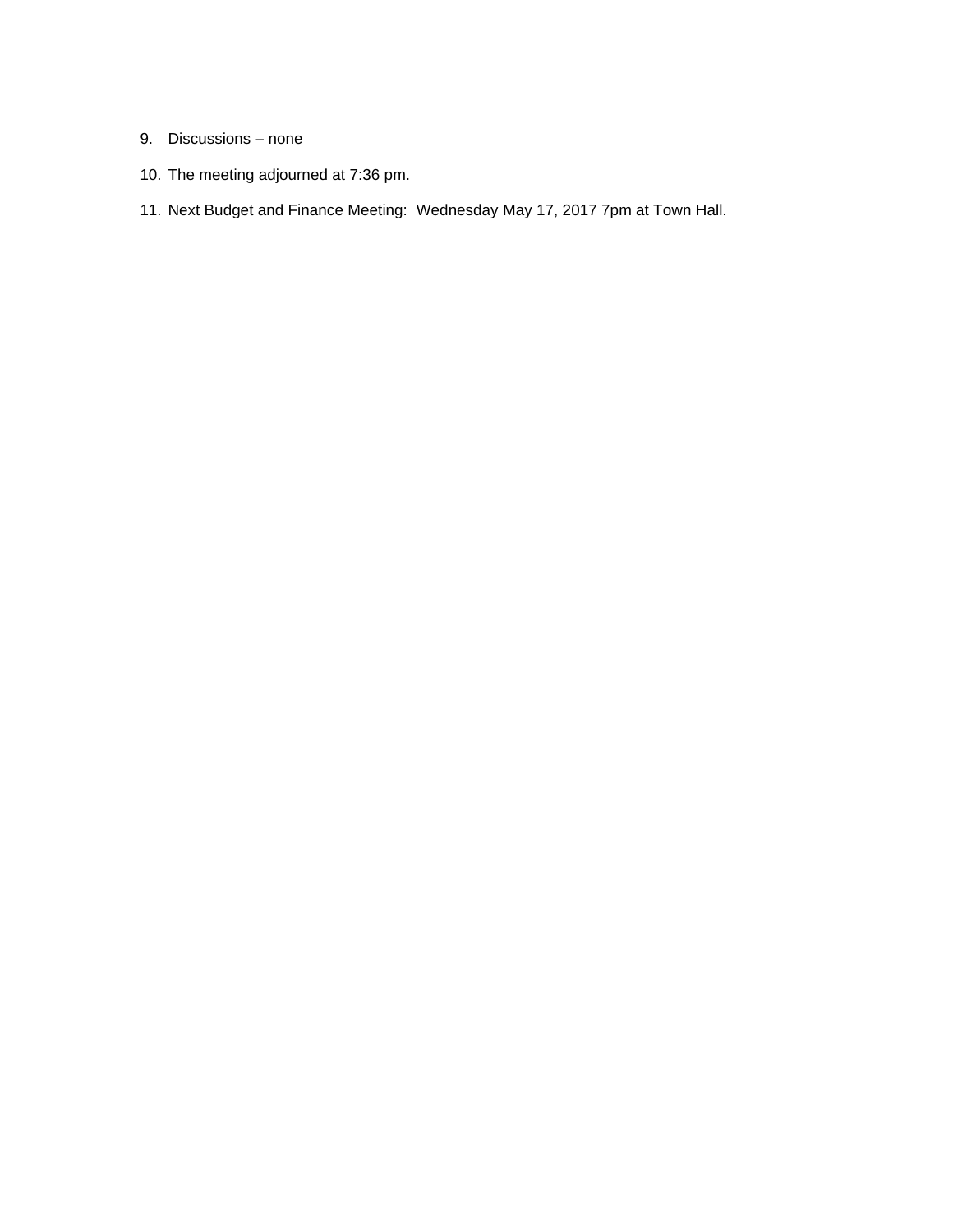9. Discussions – none

10. The meeting adjourned at 7:36 pm.

11. Next Budget and Finance Meeting: Wednesday May 17, 2017 7pm at Town Hall.